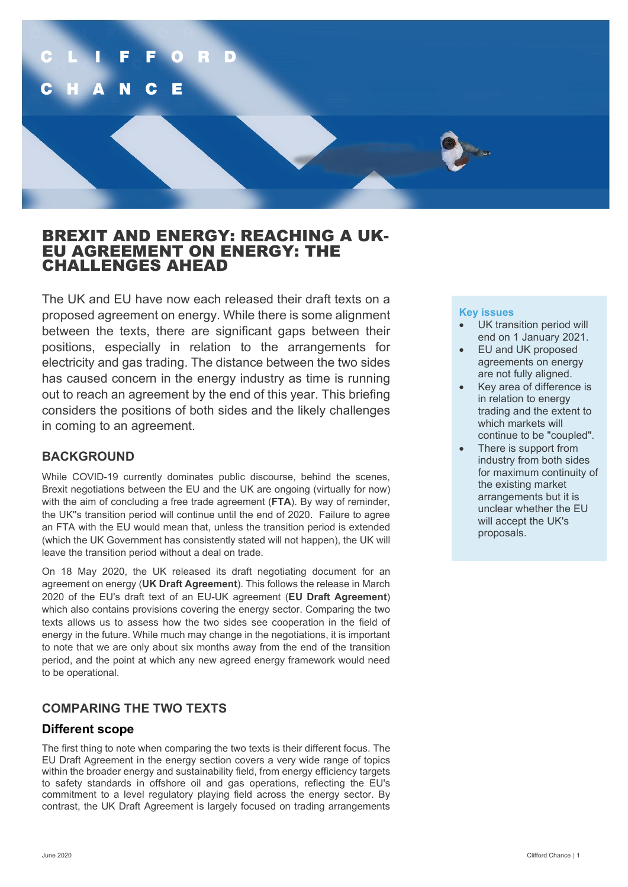# BREXIT AND ENERGY: REACHING A UK-EU AGREEMENT ON ENERGY: THE CHALLENGES AHEAD

The UK and EU have now each released their draft texts on a proposed agreement on energy. While there is some alignment between the texts, there are significant gaps between their positions, especially in relation to the arrangements for electricity and gas trading. The distance between the two sides has caused concern in the energy industry as time is running out to reach an agreement by the end of this year. This briefing considers the positions of both sides and the likely challenges in coming to an agreement.

**Key issues**

- UK transition period will end on 1 January 2021.
- EU and UK proposed agreements on energy are not fully aligned.
- Key area of difference is in relation to energy trading and the extent to which markets will continue to be "coupled".
- There is support from industry from both sides for maximum continuity of the existing market arrangements but it is unclear whether the EU will accept the UK's proposals.

## BACKGROUND

While COVID-19 currently dominates public discourse, behind the scenes, Brexit negotiations between the EU and the UK are ongoing (virtually for now) with the aim of concluding a free trade agreement (**FTA**). By way of reminder, the UK"s transition period will continue until the end of 2020. Failure to agree an FTA with the EU would mean that, unless the transition period is extended (which the UK Government has consistently stated will not happen), the UK will leave the transition period without a deal on trade.

On 18 May 2020, the UK released its draft negotiating document for an agreement on energy (**UK Draft Agreement**). This follows the release in March 2020 of the EU's draft text of an EU-UK agreement (**EU Draft Agreement**) which also contains provisions covering the energy sector. Comparing the two texts allows us to assess how the two sides see cooperation in the field of energy in the future. While much may change in the negotiations, it is important to note that we are only about six months away from the end of the transition period, and the point at which any new agreed energy framework would need to be operational.

## COMPARING THE TWO TEXTS

### Different scope

The first thing to note when comparing the two texts is their different focus. The EU Draft Agreement in the energy section covers a very wide range of topics within the broader energy and sustainability field, from energy efficiency targets to safety standards in offshore oil and gas operations, reflecting the EU's commitment to a level regulatory playing field across the energy sector. By contrast, the UK Draft Agreement is largely focused on trading arrangements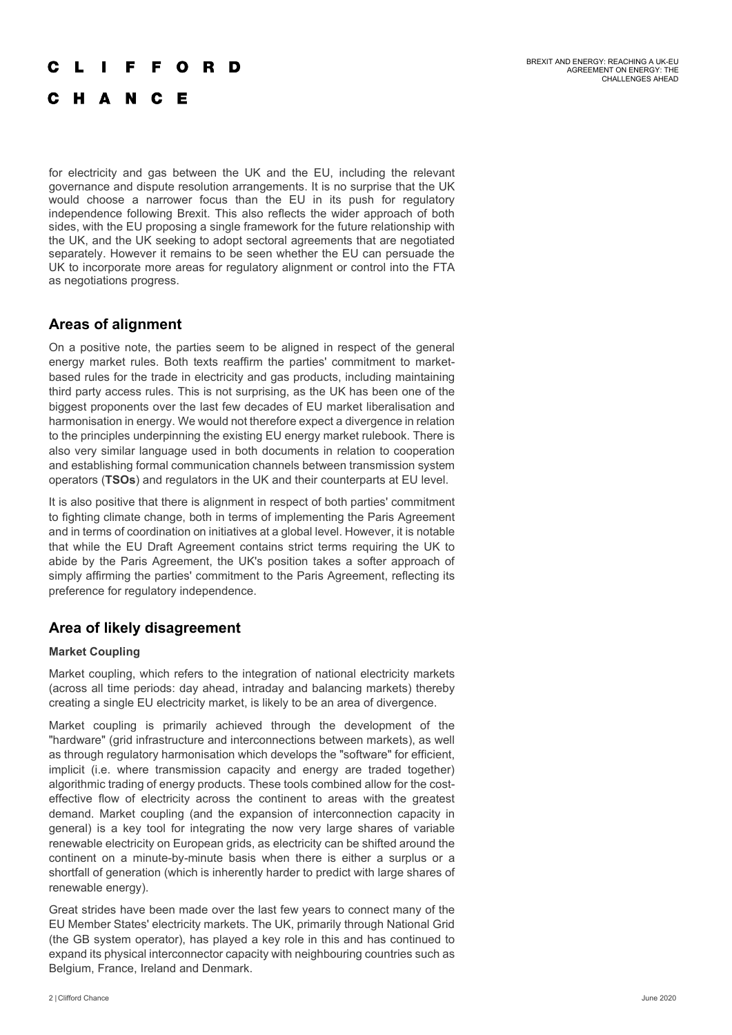for electricity and gas between the UK and the EU, including the relevant governance and dispute resolution arrangements. It is no surprise that the UK would choose a narrower focus than the EU in its push for regulatory independence following Brexit. This also reflects the wider approach of both sides, with the EU proposing a single framework for the future relationship with the UK, and the UK seeking to adopt sectoral agreements that are negotiated separately. However it remains to be seen whether the EU can persuade the UK to incorporate more areas for regulatory alignment or control into the FTA as negotiations progress.

## Areas of alignment

On a positive note, the parties seem to be aligned in respect of the general energy market rules. Both texts reaffirm the parties' commitment to market-based rules for the trade in electricity and gas products, including maintaining third party access rules. This is not surprising, as the UK has been one of the biggest proponents over the last few decades of EU market liberalisation and harmonisation in energy. We would not therefore expect a divergence in relation to the principles underpinning the existing EU energy market rulebook. There is also very similar language used in both documents in relation to cooperation and establishing formal communication channels between transmission system operators (**TSOs**) and regulators in the UK and their counterparts at EU level.

It is also positive that there is alignment in respect of both parties' commitment to fighting climate change, both in terms of implementing the Paris Agreement and in terms of coordination on initiatives at a global level. However, it is notable that while the EU Draft Agreement contains strict terms requiring the UK to abide by the Paris Agreement, the UK's position takes a softer approach of simply affirming the parties' commitment to the Paris Agreement, reflecting its preference for regulatory independence.

## Area of likely disagreement

### Market Coupling

Market coupling, which refers to the integration of national electricity markets (across all time periods: day ahead, intraday and balancing markets) thereby creating a single EU electricity market, is likely to be an area of divergence.

Market coupling is primarily achieved through the development of the "hardware" (grid infrastructure and interconnections between markets), as well as through regulatory harmonisation which develops the "software" for efficient, implicit (i.e. where transmission capacity and energy are traded together) algorithmic trading of energy products. These tools combined allow for the cost-effective flow of electricity across the continent to areas with the greatest demand. Market coupling (and the expansion of interconnection capacity in general) is a key tool for integrating the now very large shares of variable renewable electricity on European grids, as electricity can be shifted around the continent on a minute-by-minute basis when there is either a surplus or a shortfall of generation (which is inherently harder to predict with large shares of renewable energy).

Great strides have been made over the last few years to connect many of the EU Member States' electricity markets. The UK, primarily through National Grid (the GB system operator), has played a key role in this and has continued to expand its physical interconnector capacity with neighbouring countries such as Belgium, France, Ireland and Denmark.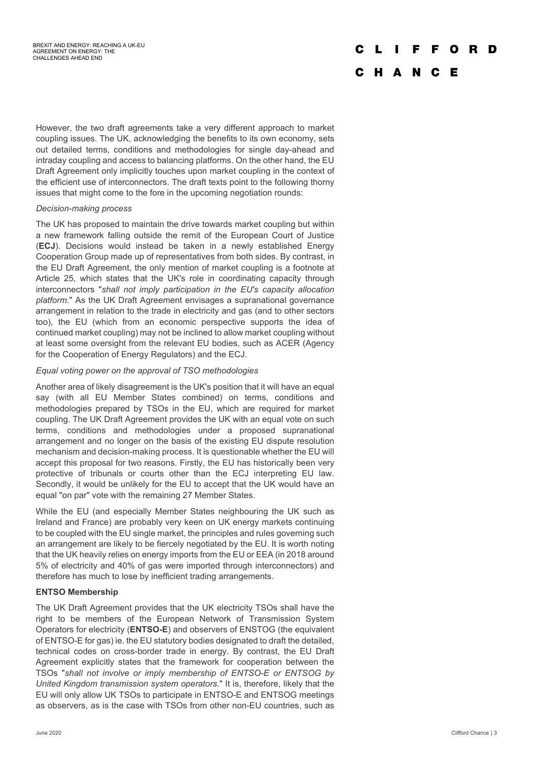However, the two draft agreements take a very different approach to market coupling issues. The UK, acknowledging the benefits to its own economy, sets out detailed terms, conditions and methodologies for single day-ahead and intraday coupling and access to balancing platforms. On the other hand, the EU Draft Agreement only implicitly touches upon market coupling in the context of the efficient use of interconnectors. The draft texts point to the following thorny issues that might come to the fore in the upcoming negotiation rounds:

*Decision-making process*

The UK has proposed to maintain the drive towards market coupling but within a new framework falling outside the remit of the European Court of Justice (**ECJ**). Decisions would instead be taken in a newly established Energy Cooperation Group made up of representatives from both sides. By contrast, in the EU Draft Agreement, the only mention of market coupling is a footnote at Article 25, which states that the UK's role in coordinating capacity through interconnectors "*shall not imply participation in the EU's capacity allocation platform*." As the UK Draft Agreement envisages a supranational governance arrangement in relation to the trade in electricity and gas (and to other sectors too), the EU (which from an economic perspective supports the idea of continued market coupling) may not be inclined to allow market coupling without at least some oversight from the relevant EU bodies, such as ACER (Agency for the Cooperation of Energy Regulators) and the ECJ.

*Equal voting power on the approval of TSO methodologies*

Another area of likely disagreement is the UK's position that it will have an equal say (with all EU Member States combined) on terms, conditions and methodologies prepared by TSOs in the EU, which are required for market coupling. The UK Draft Agreement provides the UK with an equal vote on such terms, conditions and methodologies under a proposed supranational arrangement and no longer on the basis of the existing EU dispute resolution mechanism and decision-making process. It is questionable whether the EU will accept this proposal for two reasons. Firstly, the EU has historically been very protective of tribunals or courts other than the ECJ interpreting EU law. Secondly, it would be unlikely for the EU to accept that the UK would have an equal "on par" vote with the remaining 27 Member States.

While the EU (and especially Member States neighbouring the UK such as Ireland and France) are probably very keen on UK energy markets continuing to be coupled with the EU single market, the principles and rules governing such an arrangement are likely to be fiercely negotiated by the EU. It is worth noting that the UK heavily relies on energy imports from the EU or EEA (in 2018 around 5% of electricity and 40% of gas were imported through interconnectors) and therefore has much to lose by inefficient trading arrangements.

**ENTSO Membership**

The UK Draft Agreement provides that the UK electricity TSOs shall have the right to be members of the European Network of Transmission System Operators for electricity (**ENTSO-E**) and observers of ENSTOG (the equivalent of ENTSO-E for gas) ie. the EU statutory bodies designated to draft the detailed, technical codes on cross-border trade in energy. By contrast, the EU Draft Agreement explicitly states that the framework for cooperation between the TSOs "*shall not involve or imply membership of ENTSO-E or ENTSOG by United Kingdom transmission system operators*." It is, therefore, likely that the EU will only allow UK TSOs to participate in ENTSO-E and ENTSOG meetings as observers, as is the case with TSOs from other non-EU countries, such as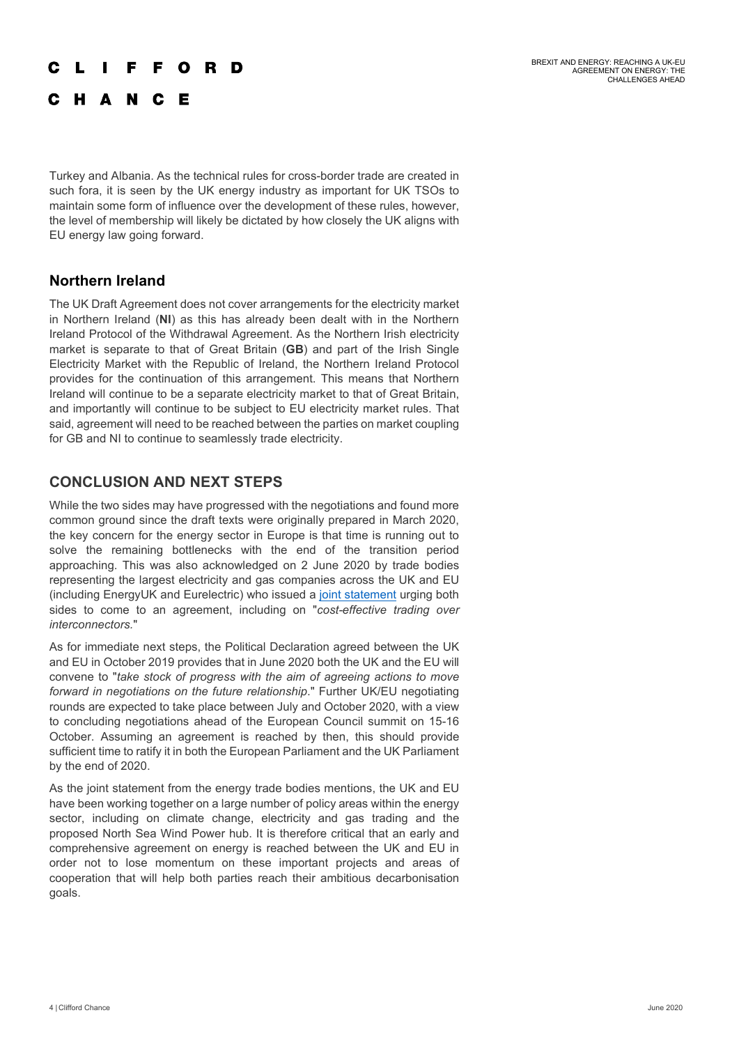Turkey and Albania. As the technical rules for cross-border trade are created in such fora, it is seen by the UK energy industry as important for UK TSOs to maintain some form of influence over the development of these rules, however, the level of membership will likely be dictated by how closely the UK aligns with EU energy law going forward.

### Northern Ireland

The UK Draft Agreement does not cover arrangements for the electricity market in Northern Ireland (**NI**) as this has already been dealt with in the Northern Ireland Protocol of the Withdrawal Agreement. As the Northern Irish electricity market is separate to that of Great Britain (**GB**) and part of the Irish Single Electricity Market with the Republic of Ireland, the Northern Ireland Protocol provides for the continuation of this arrangement. This means that Northern Ireland will continue to be a separate electricity market to that of Great Britain, and importantly will continue to be subject to EU electricity market rules. That said, agreement will need to be reached between the parties on market coupling for GB and NI to continue to seamlessly trade electricity.

## CONCLUSION AND NEXT STEPS

While the two sides may have progressed with the negotiations and found more common ground since the draft texts were originally prepared in March 2020, the key concern for the energy sector in Europe is that time is running out to solve the remaining bottlenecks with the end of the transition period approaching. This was also acknowledged on 2 June 2020 by trade bodies representing the largest electricity and gas companies across the UK and EU (including EnergyUK and Eurelectric) who issued a joint statement urging both sides to come to an agreement, including on "*cost-effective trading over interconnectors.*"

As for immediate next steps, the Political Declaration agreed between the UK and EU in October 2019 provides that in June 2020 both the UK and the EU will convene to "*take stock of progress with the aim of agreeing actions to move forward in negotiations on the future relationship*." Further UK/EU negotiating rounds are expected to take place between July and October 2020, with a view to concluding negotiations ahead of the European Council summit on 15-16 October. Assuming an agreement is reached by then, this should provide sufficient time to ratify it in both the European Parliament and the UK Parliament by the end of 2020.

As the joint statement from the energy trade bodies mentions, the UK and EU have been working together on a large number of policy areas within the energy sector, including on climate change, electricity and gas trading and the proposed North Sea Wind Power hub. It is therefore critical that an early and comprehensive agreement on energy is reached between the UK and EU in order not to lose momentum on these important projects and areas of cooperation that will help both parties reach their ambitious decarbonisation goals.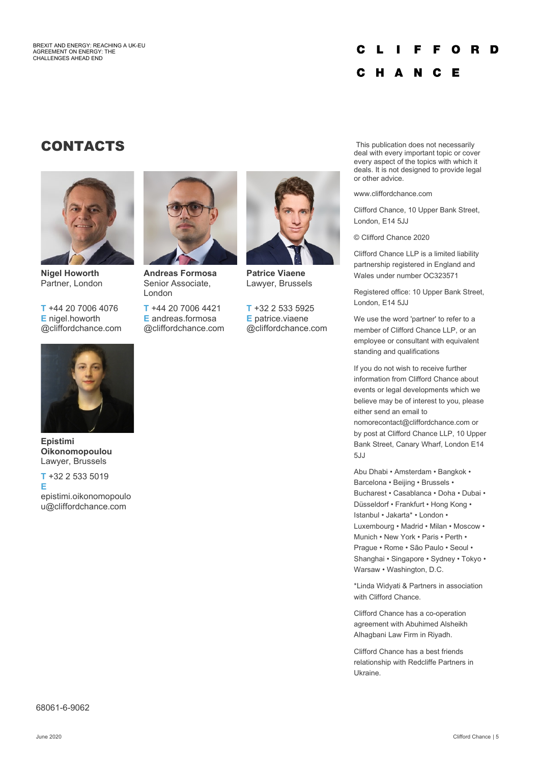## CONTACTS

**Nigel Howorth**
Partner, London

**T** +44 20 7006 4076
**E** nigel.howorth@cliffordchance.com

**Andreas Formosa**
Senior Associate, London

**T** +44 20 7006 4421
**E** andreas.formosa@cliffordchance.com

**Patrice Viaene**
Lawyer, Brussels

**T** +32 2 533 5925
**E** patrice.viaene@cliffordchance.com

**Epistimi Oikonomopoulou**
Lawyer, Brussels

**T** +32 2 533 5019
**E** epistimi.oikonomopoulou@cliffordchance.com

68061-6-9062

This publication does not necessarily deal with every important topic or cover every aspect of the topics with which it deals. It is not designed to provide legal or other advice.

www.cliffordchance.com

Clifford Chance, 10 Upper Bank Street, London, E14 5JJ

© Clifford Chance 2020

Clifford Chance LLP is a limited liability partnership registered in England and Wales under number OC323571

Registered office: 10 Upper Bank Street, London, E14 5JJ

We use the word 'partner' to refer to a member of Clifford Chance LLP, or an employee or consultant with equivalent standing and qualifications

If you do not wish to receive further information from Clifford Chance about events or legal developments which we believe may be of interest to you, please either send an email to nomorecontact@cliffordchance.com or by post at Clifford Chance LLP, 10 Upper Bank Street, Canary Wharf, London E14 5JJ

Abu Dhabi • Amsterdam • Bangkok • Barcelona • Beijing • Brussels • Bucharest • Casablanca • Doha • Dubai • Düsseldorf • Frankfurt • Hong Kong • Istanbul • Jakarta* • London • Luxembourg • Madrid • Milan • Moscow • Munich • New York • Paris • Perth • Prague • Rome • São Paulo • Seoul • Shanghai • Singapore • Sydney • Tokyo • Warsaw • Washington, D.C.

*Linda Widyati & Partners in association with Clifford Chance.

Clifford Chance has a co-operation agreement with Abuhimed Alsheikh Alhagbani Law Firm in Riyadh.

Clifford Chance has a best friends relationship with Redcliffe Partners in Ukraine.